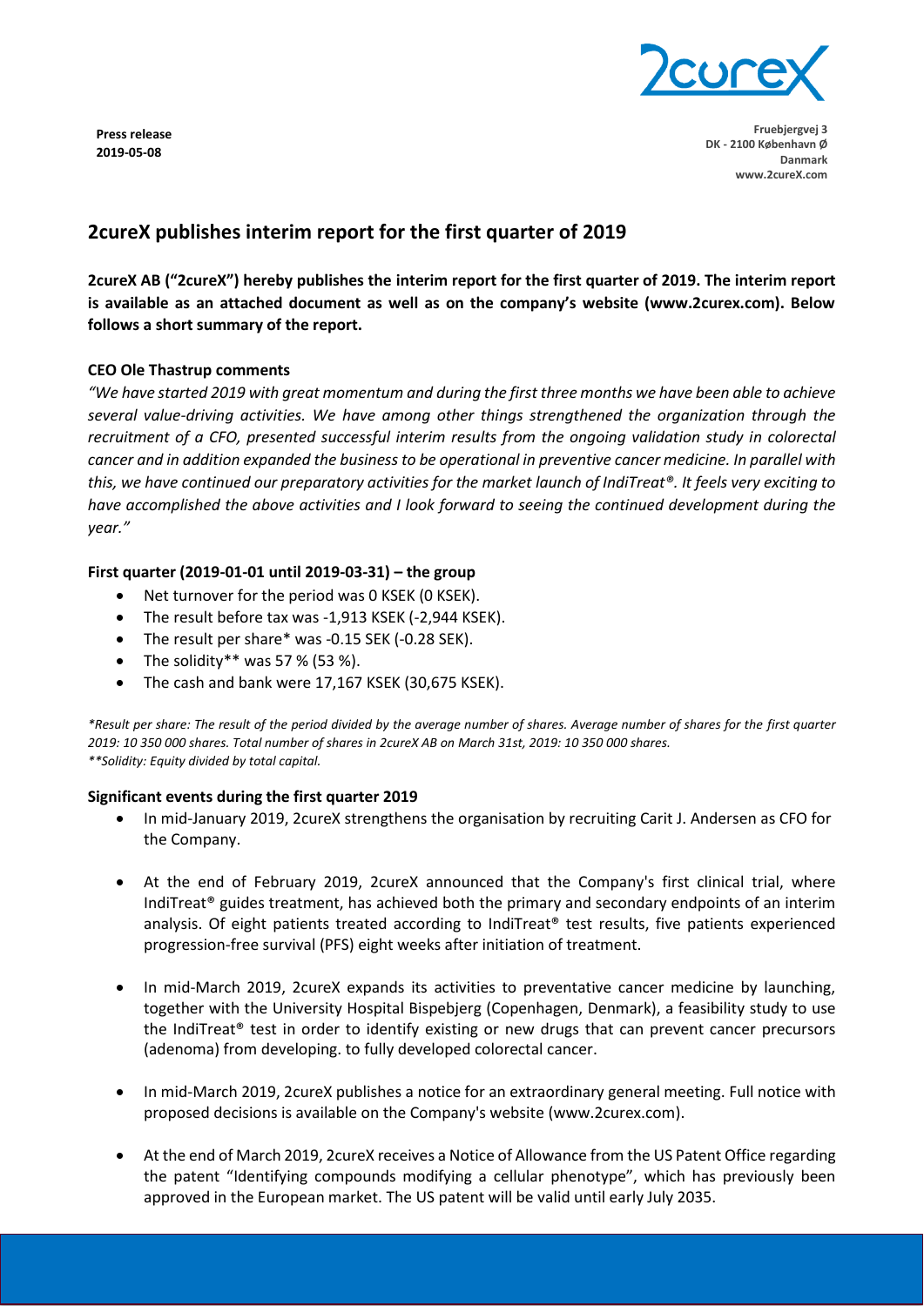**Press release**
**2019-05-08**

**Fruebjergvej 3**
**DK - 2100 København Ø**
**Danmark**
**www.2cureX.com**

# 2cureX publishes interim report for the first quarter of 2019

**2cureX AB ("2cureX") hereby publishes the interim report for the first quarter of 2019. The interim report is available as an attached document as well as on the company's website (www.2curex.com). Below follows a short summary of the report.**

### CEO Ole Thastrup comments

*"We have started 2019 with great momentum and during the first three months we have been able to achieve several value-driving activities. We have among other things strengthened the organization through the recruitment of a CFO, presented successful interim results from the ongoing validation study in colorectal cancer and in addition expanded the business to be operational in preventive cancer medicine. In parallel with this, we have continued our preparatory activities for the market launch of IndiTreat®. It feels very exciting to have accomplished the above activities and I look forward to seeing the continued development during the year."*

### First quarter (2019-01-01 until 2019-03-31) – the group

- Net turnover for the period was 0 KSEK (0 KSEK).
- The result before tax was -1,913 KSEK (-2,944 KSEK).
- The result per share* was -0.15 SEK (-0.28 SEK).
- The solidity** was 57 % (53 %).
- The cash and bank were 17,167 KSEK (30,675 KSEK).

*\*Result per share: The result of the period divided by the average number of shares. Average number of shares for the first quarter 2019: 10 350 000 shares. Total number of shares in 2cureX AB on March 31st, 2019: 10 350 000 shares.*
*\*\*Solidity: Equity divided by total capital.*

### Significant events during the first quarter 2019

- In mid-January 2019, 2cureX strengthens the organisation by recruiting Carit J. Andersen as CFO for the Company.

- At the end of February 2019, 2cureX announced that the Company's first clinical trial, where IndiTreat® guides treatment, has achieved both the primary and secondary endpoints of an interim analysis. Of eight patients treated according to IndiTreat® test results, five patients experienced progression-free survival (PFS) eight weeks after initiation of treatment.

- In mid-March 2019, 2cureX expands its activities to preventative cancer medicine by launching, together with the University Hospital Bispebjerg (Copenhagen, Denmark), a feasibility study to use the IndiTreat® test in order to identify existing or new drugs that can prevent cancer precursors (adenoma) from developing. to fully developed colorectal cancer.

- In mid-March 2019, 2cureX publishes a notice for an extraordinary general meeting. Full notice with proposed decisions is available on the Company's website (www.2curex.com).

- At the end of March 2019, 2cureX receives a Notice of Allowance from the US Patent Office regarding the patent "Identifying compounds modifying a cellular phenotype", which has previously been approved in the European market. The US patent will be valid until early July 2035.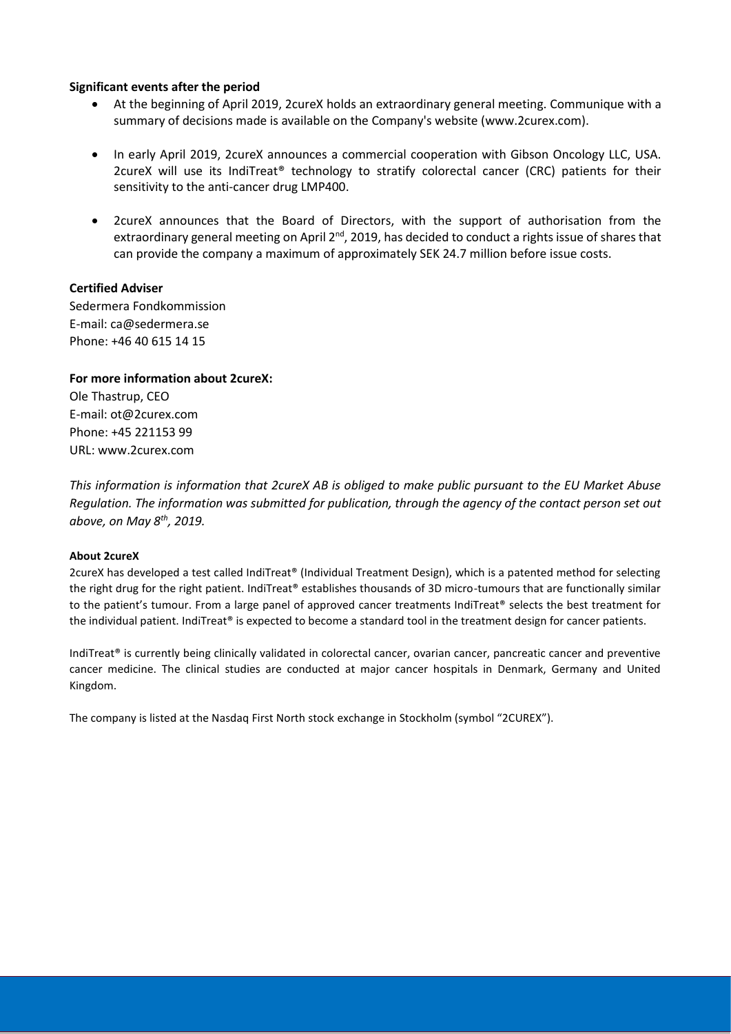**Significant events after the period**

- At the beginning of April 2019, 2cureX holds an extraordinary general meeting. Communique with a summary of decisions made is available on the Company's website (www.2curex.com).
- In early April 2019, 2cureX announces a commercial cooperation with Gibson Oncology LLC, USA. 2cureX will use its IndiTreat® technology to stratify colorectal cancer (CRC) patients for their sensitivity to the anti-cancer drug LMP400.
- 2cureX announces that the Board of Directors, with the support of authorisation from the extraordinary general meeting on April 2nd, 2019, has decided to conduct a rights issue of shares that can provide the company a maximum of approximately SEK 24.7 million before issue costs.

**Certified Adviser**

Sedermera Fondkommission
E-mail: ca@sedermera.se
Phone: +46 40 615 14 15

**For more information about 2cureX:**

Ole Thastrup, CEO
E-mail: ot@2curex.com
Phone: +45 221153 99
URL: www.2curex.com

*This information is information that 2cureX AB is obliged to make public pursuant to the EU Market Abuse Regulation. The information was submitted for publication, through the agency of the contact person set out above, on May 8th, 2019.*

**About 2cureX**

2cureX has developed a test called IndiTreat® (Individual Treatment Design), which is a patented method for selecting the right drug for the right patient. IndiTreat® establishes thousands of 3D micro-tumours that are functionally similar to the patient's tumour. From a large panel of approved cancer treatments IndiTreat® selects the best treatment for the individual patient. IndiTreat® is expected to become a standard tool in the treatment design for cancer patients.

IndiTreat® is currently being clinically validated in colorectal cancer, ovarian cancer, pancreatic cancer and preventive cancer medicine. The clinical studies are conducted at major cancer hospitals in Denmark, Germany and United Kingdom.

The company is listed at the Nasdaq First North stock exchange in Stockholm (symbol "2CUREX").